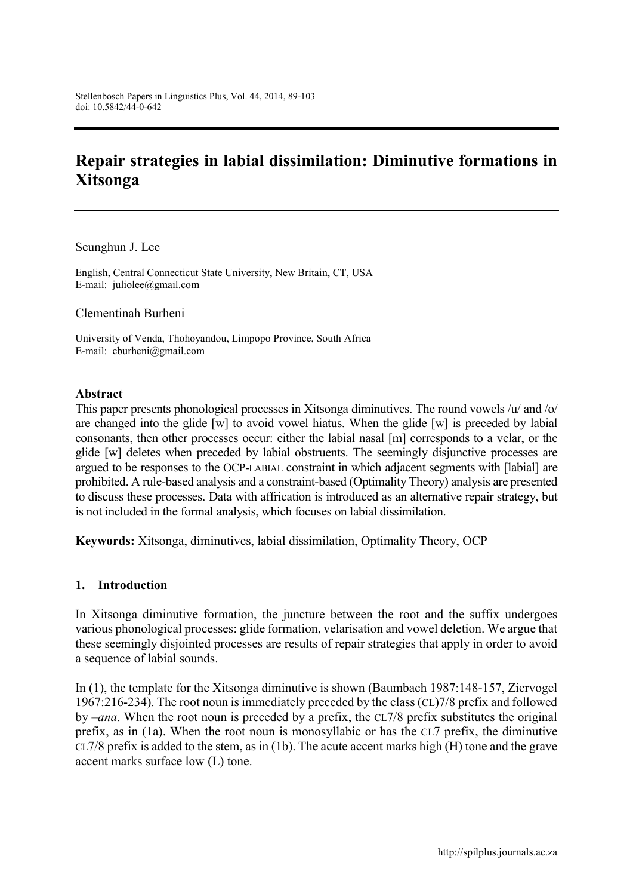# Repair strategies in labial dissimilation: Diminutive formations in Xitsonga

Seunghun J. Lee

English, Central Connecticut State University, New Britain, CT, USA
E-mail: juliolee@gmail.com

Clementinah Burheni

University of Venda, Thohoyandou, Limpopo Province, South Africa
E-mail: cburheni@gmail.com

### Abstract

This paper presents phonological processes in Xitsonga diminutives. The round vowels /u/ and /o/ are changed into the glide [w] to avoid vowel hiatus. When the glide [w] is preceded by labial consonants, then other processes occur: either the labial nasal [m] corresponds to a velar, or the glide [w] deletes when preceded by labial obstruents. The seemingly disjunctive processes are argued to be responses to the OCP-LABIAL constraint in which adjacent segments with [labial] are prohibited. A rule-based analysis and a constraint-based (Optimality Theory) analysis are presented to discuss these processes. Data with affrication is introduced as an alternative repair strategy, but is not included in the formal analysis, which focuses on labial dissimilation.

**Keywords:** Xitsonga, diminutives, labial dissimilation, Optimality Theory, OCP

## 1. Introduction

In Xitsonga diminutive formation, the juncture between the root and the suffix undergoes various phonological processes: glide formation, velarisation and vowel deletion. We argue that these seemingly disjointed processes are results of repair strategies that apply in order to avoid a sequence of labial sounds.

In (1), the template for the Xitsonga diminutive is shown (Baumbach 1987:148-157, Ziervogel 1967:216-234). The root noun is immediately preceded by the class (CL)7/8 prefix and followed by *–ana*. When the root noun is preceded by a prefix, the CL7/8 prefix substitutes the original prefix, as in (1a). When the root noun is monosyllabic or has the CL7 prefix, the diminutive CL7/8 prefix is added to the stem, as in (1b). The acute accent marks high (H) tone and the grave accent marks surface low (L) tone.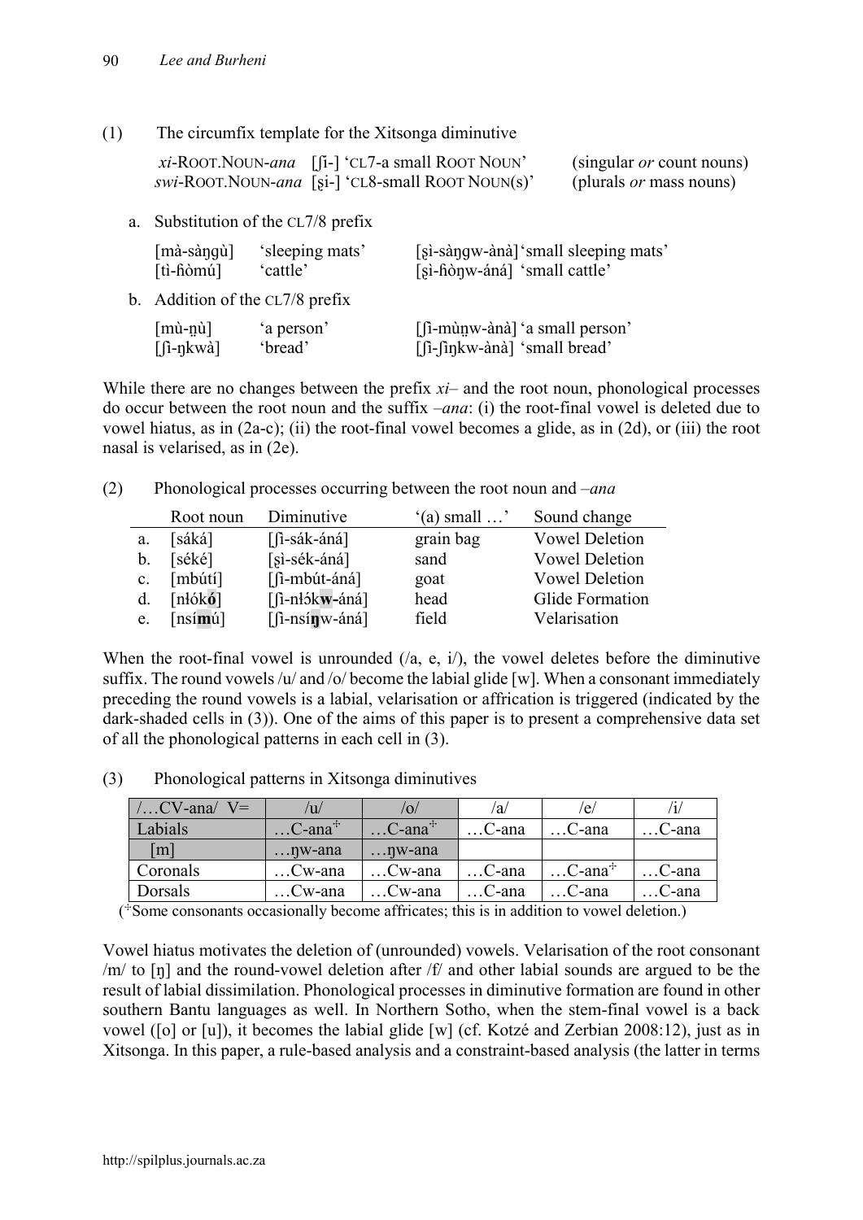(1) The circumfix template for the Xitsonga diminutive

*xi*-ROOT.NOUN-*ana* [ʃi-] 'CL7-a small ROOT NOUN' (singular *or* count nouns)
*swi*-ROOT.NOUN-*ana* [ʂi-] 'CL8-small ROOT NOUN(s)' (plurals *or* mass nouns)

a. Substitution of the CL7/8 prefix

| | | |
|---|---|---|
| [mà-sàŋgù] | 'sleeping mats' | [ʂì-sàŋgw-ànà] 'small sleeping mats' |
| [tì-ɦòmú] | 'cattle' | [ʂì-ɦòŋw-áná] 'small cattle' |

b. Addition of the CL7/8 prefix

| | | |
|---|---|---|
| [mù-n̩ù] | 'a person' | [ʃì-mùn̩w-ànà] 'a small person' |
| [ʃì-ŋkwà] | 'bread' | [ʃì-ʃìŋkw-ànà] 'small bread' |

While there are no changes between the prefix *xi*– and the root noun, phonological processes do occur between the root noun and the suffix *–ana*: (i) the root-final vowel is deleted due to vowel hiatus, as in (2a-c); (ii) the root-final vowel becomes a glide, as in (2d), or (iii) the root nasal is velarised, as in (2e).

(2) Phonological processes occurring between the root noun and *–ana*

| | Root noun | Diminutive | '(a) small …' | Sound change |
|---|---|---|---|---|
| a. | [sáká] | [ʃì-sák-áná] | grain bag | Vowel Deletion |
| b. | [séké] | [ʂì-sék-áná] | sand | Vowel Deletion |
| c. | [mbútí] | [ʃì-mbút-áná] | goat | Vowel Deletion |
| d. | [nɬók**ó**] | [ʃì-nɬók**w**-áná] | head | Glide Formation |
| e. | [nsí**m**ú] | [ʃì-nsí**ŋ**w-áná] | field | Velarisation |

When the root-final vowel is unrounded (/a, e, i/), the vowel deletes before the diminutive suffix. The round vowels /u/ and /o/ become the labial glide [w]. When a consonant immediately preceding the round vowels is a labial, velarisation or affrication is triggered (indicated by the dark-shaded cells in (3)). One of the aims of this paper is to present a comprehensive data set of all the phonological patterns in each cell in (3).

(3) Phonological patterns in Xitsonga diminutives

| /…CV-ana/ V= | /u/ | /o/ | /a/ | /e/ | /i/ |
|---|---|---|---|---|---|
| Labials | …C-ana[÷] | …C-ana[÷] | …C-ana | …C-ana | …C-ana |
| [m] | …ŋw-ana | …ŋw-ana | | | |
| Coronals | …Cw-ana | …Cw-ana | …C-ana | …C-ana[÷] | …C-ana |
| Dorsals | …Cw-ana | …Cw-ana | …C-ana | …C-ana | …C-ana |

([÷]Some consonants occasionally become affricates; this is in addition to vowel deletion.)

Vowel hiatus motivates the deletion of (unrounded) vowels. Velarisation of the root consonant /m/ to [ŋ] and the round-vowel deletion after /f/ and other labial sounds are argued to be the result of labial dissimilation. Phonological processes in diminutive formation are found in other southern Bantu languages as well. In Northern Sotho, when the stem-final vowel is a back vowel ([o] or [u]), it becomes the labial glide [w] (cf. Kotzé and Zerbian 2008:12), just as in Xitsonga. In this paper, a rule-based analysis and a constraint-based analysis (the latter in terms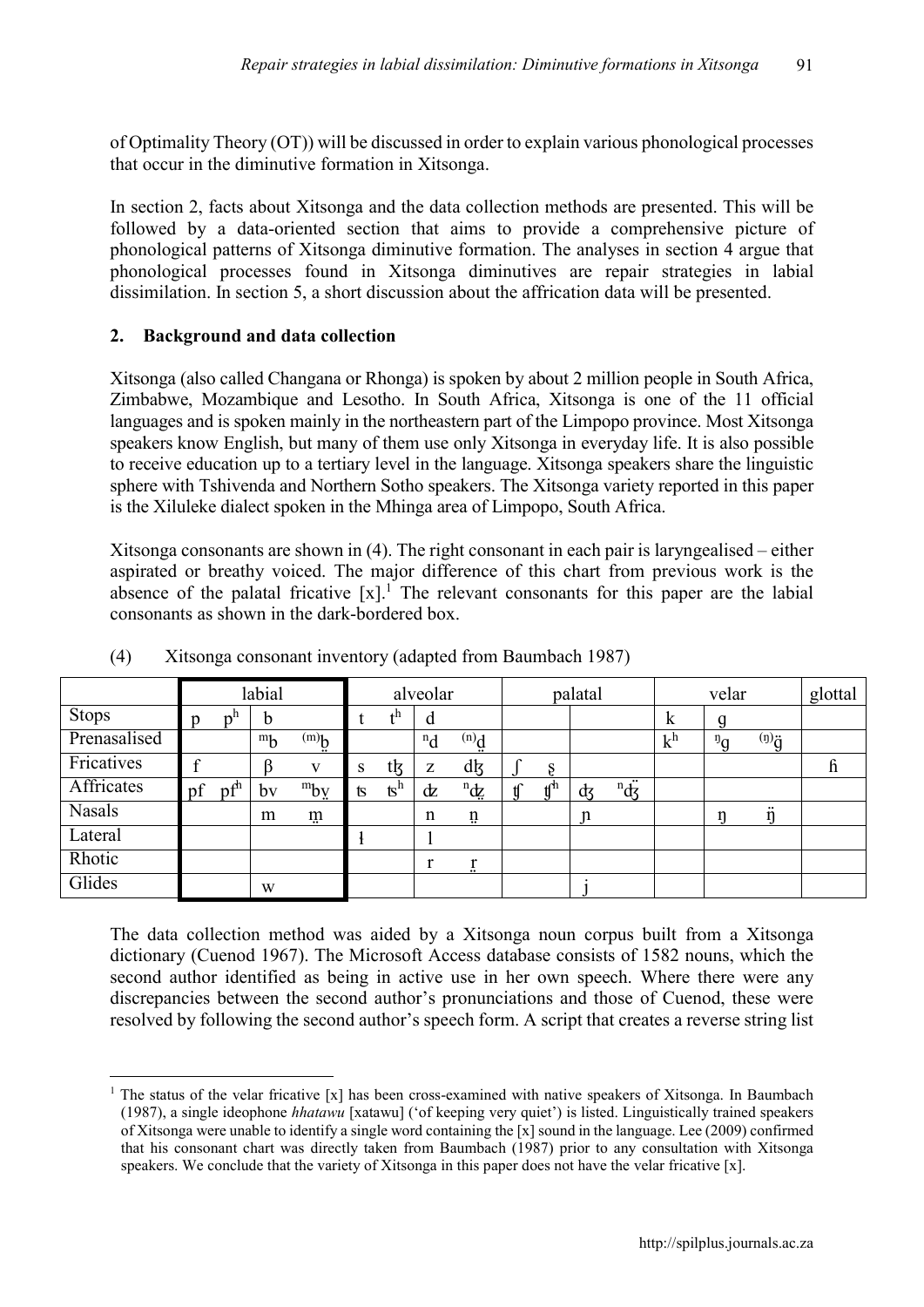of Optimality Theory (OT)) will be discussed in order to explain various phonological processes that occur in the diminutive formation in Xitsonga.

In section 2, facts about Xitsonga and the data collection methods are presented. This will be followed by a data-oriented section that aims to provide a comprehensive picture of phonological patterns of Xitsonga diminutive formation. The analyses in section 4 argue that phonological processes found in Xitsonga diminutives are repair strategies in labial dissimilation. In section 5, a short discussion about the affrication data will be presented.

## 2. Background and data collection

Xitsonga (also called Changana or Rhonga) is spoken by about 2 million people in South Africa, Zimbabwe, Mozambique and Lesotho. In South Africa, Xitsonga is one of the 11 official languages and is spoken mainly in the northeastern part of the Limpopo province. Most Xitsonga speakers know English, but many of them use only Xitsonga in everyday life. It is also possible to receive education up to a tertiary level in the language. Xitsonga speakers share the linguistic sphere with Tshivenda and Northern Sotho speakers. The Xitsonga variety reported in this paper is the Xiluleke dialect spoken in the Mhinga area of Limpopo, South Africa.

Xitsonga consonants are shown in (4). The right consonant in each pair is laryngealised – either aspirated or breathy voiced. The major difference of this chart from previous work is the absence of the palatal fricative [x].[1] The relevant consonants for this paper are the labial consonants as shown in the dark-bordered box.

(4) Xitsonga consonant inventory (adapted from Baumbach 1987)

| | labial | | | | alveolar | | | | palatal | | | | velar | | | glottal |
|---|---|---|---|---|---|---|---|---|---|---|---|---|---|---|---|---|
| Stops | p | pʰ | b | | t | tʰ | d | | | | | | k | g | | |
| Prenasalised | | | ᵐb | ⁽ᵐ⁾b̤ | | | ⁿd | ⁽ⁿ⁾d̤ | | | | | kʰ | ᵑg | ⁽ᵑ⁾g̈ | |
| Fricatives | f | | β | v | s | tɮ | z | dɮ | ʃ | ʂ̤ | | | | | | ɦ |
| Affricates | pf | pfʰ | bv | ᵐb̤v̤ | ʦ | ʦʰ | ʣ | ⁿʣ̤ | ʧ | ʧʰ | ʤ | ⁿʤ̈ | | | | |
| Nasals | | | m | m̤ | | | n | n̤ | | | ɲ | | | ŋ | ŋ̈ | |
| Lateral | | | | | ɬ | | l | | | | | | | | | |
| Rhotic | | | | | | | r | r̤ | | | | | | | | |
| Glides | | | w | | | | | | | | j | | | | | |

The data collection method was aided by a Xitsonga noun corpus built from a Xitsonga dictionary (Cuenod 1967). The Microsoft Access database consists of 1582 nouns, which the second author identified as being in active use in her own speech. Where there were any discrepancies between the second author's pronunciations and those of Cuenod, these were resolved by following the second author's speech form. A script that creates a reverse string list

[1] The status of the velar fricative [x] has been cross-examined with native speakers of Xitsonga. In Baumbach (1987), a single ideophone *hhatawu* [xatawu] ('of keeping very quiet') is listed. Linguistically trained speakers of Xitsonga were unable to identify a single word containing the [x] sound in the language. Lee (2009) confirmed that his consonant chart was directly taken from Baumbach (1987) prior to any consultation with Xitsonga speakers. We conclude that the variety of Xitsonga in this paper does not have the velar fricative [x].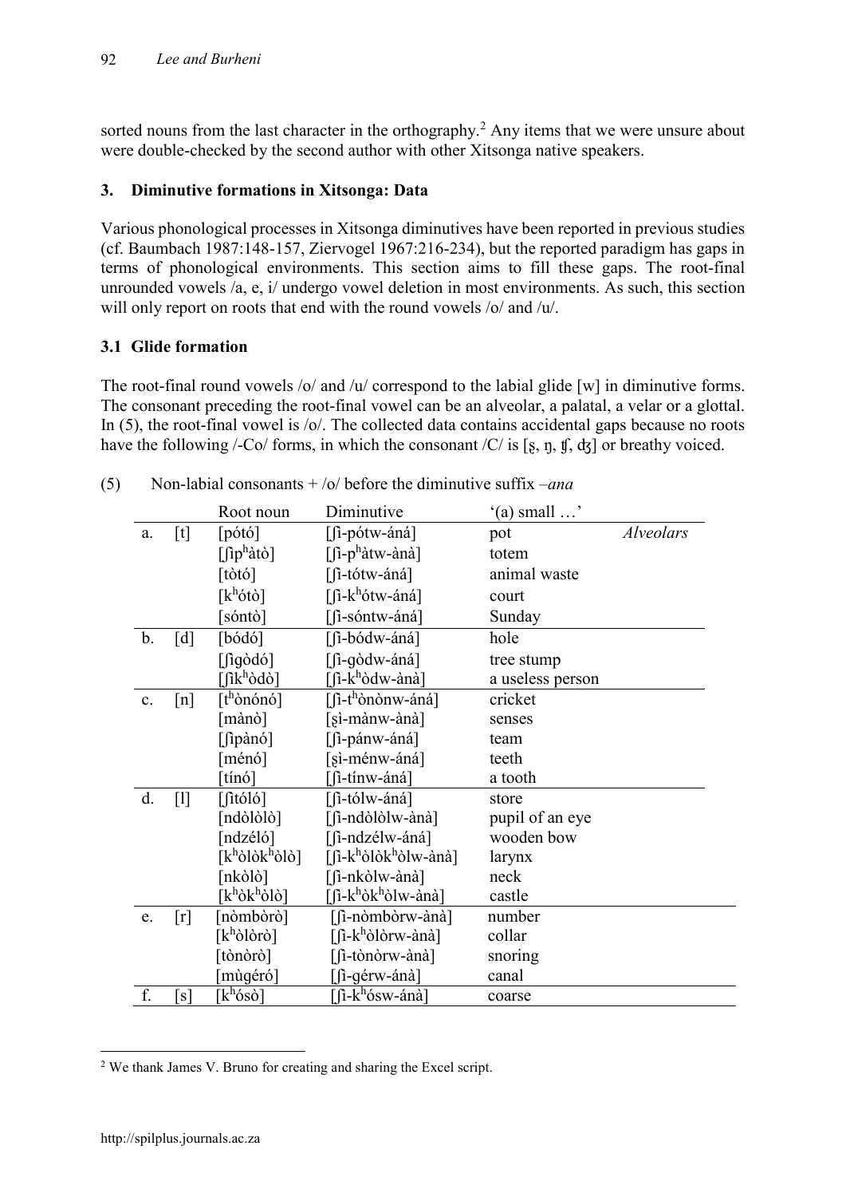sorted nouns from the last character in the orthography.[2] Any items that we were unsure about were double-checked by the second author with other Xitsonga native speakers.

## 3. Diminutive formations in Xitsonga: Data

Various phonological processes in Xitsonga diminutives have been reported in previous studies (cf. Baumbach 1987:148-157, Ziervogel 1967:216-234), but the reported paradigm has gaps in terms of phonological environments. This section aims to fill these gaps. The root-final unrounded vowels /a, e, i/ undergo vowel deletion in most environments. As such, this section will only report on roots that end with the round vowels /o/ and /u/.

### 3.1 Glide formation

The root-final round vowels /o/ and /u/ correspond to the labial glide [w] in diminutive forms. The consonant preceding the root-final vowel can be an alveolar, a palatal, a velar or a glottal. In (5), the root-final vowel is /o/. The collected data contains accidental gaps because no roots have the following /-Co/ forms, in which the consonant /C/ is [ʂ, ŋ, ʧ, ʤ] or breathy voiced.

(5) Non-labial consonants + /o/ before the diminutive suffix *–ana*

| | | Root noun | Diminutive | '(a) small …' | |
|---|---|---|---|---|---|
| a. | [t] | [pótó] | [ʃì-pótw-áná] | pot | *Alveolars* |
| | | [ʃìpʰàtò] | [ʃì-pʰàtw-ànà] | totem | |
| | | [tòtó] | [ʃì-tótw-áná] | animal waste | |
| | | [kʰótò] | [ʃì-kʰótw-áná] | court | |
| | | [sóntò] | [ʃì-sóntw-áná] | Sunday | |
| b. | [d] | [bódó] | [ʃì-bódw-áná] | hole | |
| | | [ʃìgòdó] | [ʃì-gòdw-áná] | tree stump | |
| | | [ʃìkʰòdò] | [ʃì-kʰòdw-ànà] | a useless person | |
| c. | [n] | [tʰònónó] | [ʃì-tʰònònw-áná] | cricket | |
| | | [mànò] | [ʂì-mànw-ànà] | senses | |
| | | [ʃìpànó] | [ʃì-pánw-áná] | team | |
| | | [ménó] | [ʂì-ménw-áná] | teeth | |
| | | [tínó] | [ʃì-tínw-áná] | a tooth | |
| d. | [l] | [ʃìtóló] | [ʃì-tólw-áná] | store | |
| | | [ndòlòlò] | [ʃì-ndòlòlw-ànà] | pupil of an eye | |
| | | [ndzéló] | [ʃì-ndzélw-áná] | wooden bow | |
| | | [kʰòlòkʰòlò] | [ʃì-kʰòlòkʰòlw-ànà] | larynx | |
| | | [nkòlò] | [ʃì-nkòlw-ànà] | neck | |
| | | [kʰòkʰòlò] | [ʃì-kʰòkʰòlw-ànà] | castle | |
| e. | [r] | [nòmbòrò] | [ʃì-nòmbòrw-ànà] | number | |
| | | [kʰòlòrò] | [ʃì-kʰòlòrw-ànà] | collar | |
| | | [tònòrò] | [ʃì-tònòrw-ànà] | snoring | |
| | | [mùgéró] | [ʃì-gérw-ánà] | canal | |
| f. | [s] | [kʰósò] | [ʃì-kʰósw-ánà] | coarse | |

[2] We thank James V. Bruno for creating and sharing the Excel script.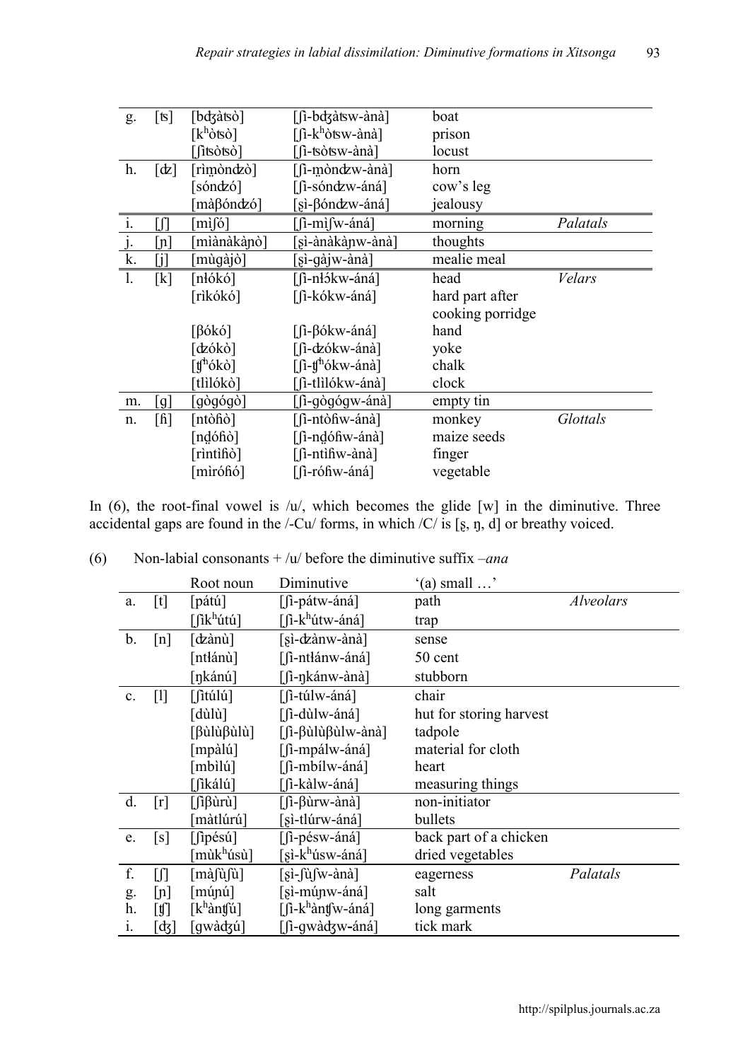| | | | | | |
|---|---|---|---|---|---|
| g. | [ʦ] | [bʤàtsò] | [ʃì-bʤàtsw-ànà] | boat | |
| | | [kʰòtsò] | [ʃì-kʰòtsw-ànà] | prison | |
| | | [ʃìtsòtsò] | [ʃì-tsòtsw-ànà] | locust | |
| h. | [ʣ] | [rìm̤òndzò] | [ʃì-m̤òndzw-ànà] | horn | |
| | | [sóndzó] | [ʃì-sóndzw-áná] | cow's leg | |
| | | [màβóndzó] | [ʂì-βóndzw-áná] | jealousy | |
| i. | [ʃ] | [mìʃó] | [ʃì-mìʃw-áná] | morning | *Palatals* |
| j. | [ɲ] | [mìànàkàɲò] | [ʂì-ànàkàɲw-ànà] | thoughts | |
| k. | [j] | [mùgàjò] | [ʂì-gàjw-ànà] | mealie meal | |
| l. | [k] | [nɬókó] | [ʃì-nɬókw-áná] | head | *Velars* |
| | | [rìkókó] | [ʃì-kókw-áná] | hard part after cooking porridge | |
| | | [βókó] | [ʃì-βókw-áná] | hand | |
| | | [ʣókò] | [ʃì-ʣókw-ánà] | yoke | |
| | | [ʧʰókò] | [ʃì-ʧʰókw-ánà] | chalk | |
| | | [tlìlókò] | [ʃì-tlìlókw-ánà] | clock | |
| m. | [g] | [gògógò] | [ʃì-gògógw-ánà] | empty tin | |
| n. | [ɦ] | [ntòɦò] | [ʃì-ntòɦw-ánà] | monkey | *Glottals* |
| | | [nd̤óɦò] | [ʃì-nd̤óɦw-ánà] | maize seeds | |
| | | [rìntìɦò] | [ʃì-ntìɦw-ánà] | finger | |
| | | [mìróɦó] | [ʃì-róɦw-áná] | vegetable | |

In (6), the root-final vowel is /u/, which becomes the glide [w] in the diminutive. Three accidental gaps are found in the /-Cu/ forms, in which /C/ is [ʂ, ŋ, d] or breathy voiced.

(6) Non-labial consonants + /u/ before the diminutive suffix *–ana*

| | | Root noun | Diminutive | '(a) small …' | |
|---|---|---|---|---|---|
| a. | [t] | [pátú] | [ʃì-pátw-áná] | path | *Alveolars* |
| | | [ʃìkʰútú] | [ʃì-kʰútw-áná] | trap | |
| b. | [n] | [ʣànù] | [ʂì-ʣànw-ànà] | sense | |
| | | [ntɬánù] | [ʃì-ntɬánw-ánà] | 50 cent | |
| | | [ŋkánú] | [ʃì-ŋkánw-ànà] | stubborn | |
| c. | [l] | [ʃìtúlú] | [ʃì-túlw-áná] | chair | |
| | | [dùlù] | [ʃì-dùlw-ànà] | hut for storing harvest | |
| | | [βùlùβùlù] | [ʃì-βùlùβùlw-ànà] | tadpole | |
| | | [mpàlú] | [ʃì-mpálw-áná] | material for cloth | |
| | | [mbìlú] | [ʃì-mbílw-áná] | heart | |
| | | [ʃìkálú] | [ʃì-kàlw-áná] | measuring things | |
| d. | [r] | [ʃìβùrù] | [ʃì-βùrw-ànà] | non-initiator | |
| | | [màtlúrú] | [ʂì-tlúrw-áná] | bullets | |
| e. | [s] | [ʃìpésú] | [ʃì-pésw-áná] | back part of a chicken | |
| | | [mùkʰúsù] | [ʂì-kʰúsw-áná] | dried vegetables | |
| f. | [ʃ] | [màʃùʃù] | [ʂì-ʃùʃw-ànà] | eagerness | *Palatals* |
| g. | [ɲ] | [múɲú] | [ʂì-múɲw-áná] | salt | |
| h. | [ʧ] | [kʰànʧú] | [ʃì-kʰànʧw-áná] | long garments | |
| i. | [ʤ] | [gwàʤú] | [ʃì-gwàʤw-áná] | tick mark | |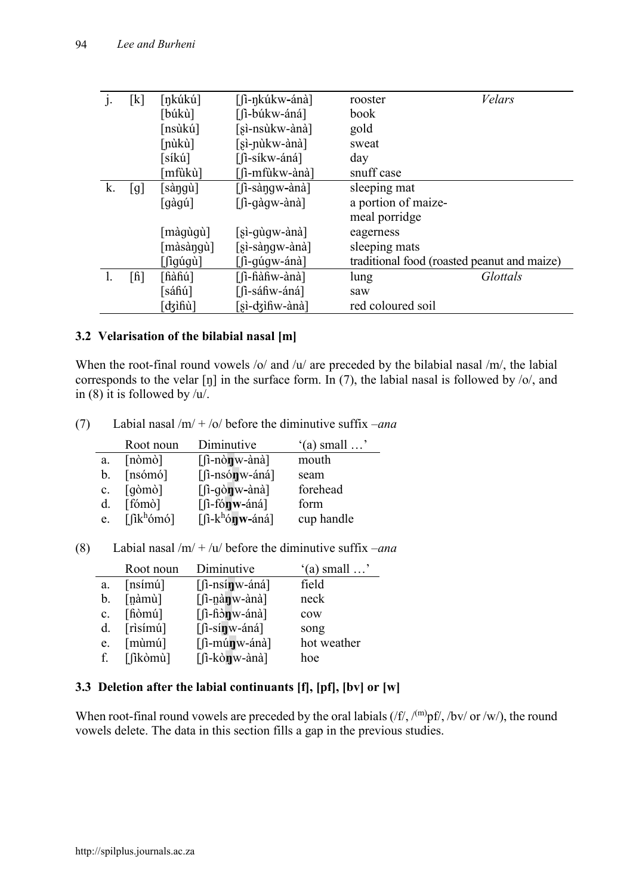| | | | | | |
|---|---|---|---|---|---|
| j. | [k] | [ŋkúkú] | [ʃì-ŋkúkw-ánà] | rooster | *Velars* |
| | | [búkù] | [ʃì-búkw-áná] | book | |
| | | [nsùkú] | [ʂì-nsùkw-ànà] | gold | |
| | | [ɲùkù] | [ʂì-ɲùkw-ànà] | sweat | |
| | | [síkú] | [ʃì-síkw-áná] | day | |
| | | [mfùkù] | [ʃì-mfùkw-ànà] | snuff case | |
| k. | [g] | [sàŋgù] | [ʃì-sàŋgw-ànà] | sleeping mat | |
| | | [gàgú] | [ʃì-gàgw-ànà] | a portion of maize-meal porridge | |
| | | [màgùgù] | [ʂì-gùgw-ànà] | eagerness | |
| | | [màsàŋgù] | [ʂì-sàŋgw-ànà] | sleeping mats | |
| | | [ʃìgúgù] | [ʃì-gúgw-áná] | traditional food (roasted peanut and maize) | |
| l. | [ɦ] | [ɦàɦú] | [ʃì-ɦàɦw-ànà] | lung | *Glottals* |
| | | [sáɦú] | [ʃì-sáɦw-áná] | saw | |
| | | [ʤìɦù] | [ʂì-ʤìɦw-ànà] | red coloured soil | |

### 3.2 Velarisation of the bilabial nasal [m]

When the root-final round vowels /o/ and /u/ are preceded by the bilabial nasal /m/, the labial corresponds to the velar [ŋ] in the surface form. In (7), the labial nasal is followed by /o/, and in (8) it is followed by /u/.

(7) Labial nasal /m/ + /o/ before the diminutive suffix *–ana*

| | Root noun | Diminutive | '(a) small …' |
|---|---|---|---|
| a. | [nòmò] | [ʃì-nò**ŋ**w-ànà] | mouth |
| b. | [nsómó] | [ʃì-nsó**ŋ**w-áná] | seam |
| c. | [gòmò] | [ʃì-gò**ŋ**w-ànà] | forehead |
| d. | [fómò] | [ʃì-fó**ŋw**-áná] | form |
| e. | [ʃìkʰómó] | [ʃì-kʰó**ŋw**-áná] | cup handle |

(8) Labial nasal /m/ + /u/ before the diminutive suffix *–ana*

| | Root noun | Diminutive | '(a) small …' |
|---|---|---|---|
| a. | [nsímú] | [ʃì-nsí**ŋ**w-áná] | field |
| b. | [n̪àmù] | [ʃì-n̪à**ŋ**w-ànà] | neck |
| c. | [ɦòmú] | [ʃì-ɦɔ̀**ŋ**w-ánà] | cow |
| d. | [rìsímú] | [ʃì-sí**ŋ**w-áná] | song |
| e. | [mùmú] | [ʃì-mú**ŋ**w-ánà] | hot weather |
| f. | [ʃìkòmù] | [ʃì-kò**ŋ**w-ànà] | hoe |

### 3.3 Deletion after the labial continuants [f], [pf], [bv] or [w]

When root-final round vowels are preceded by the oral labials (/f/, /⁽ᵐ⁾pf/, /bv/ or /w/), the round vowels delete. The data in this section fills a gap in the previous studies.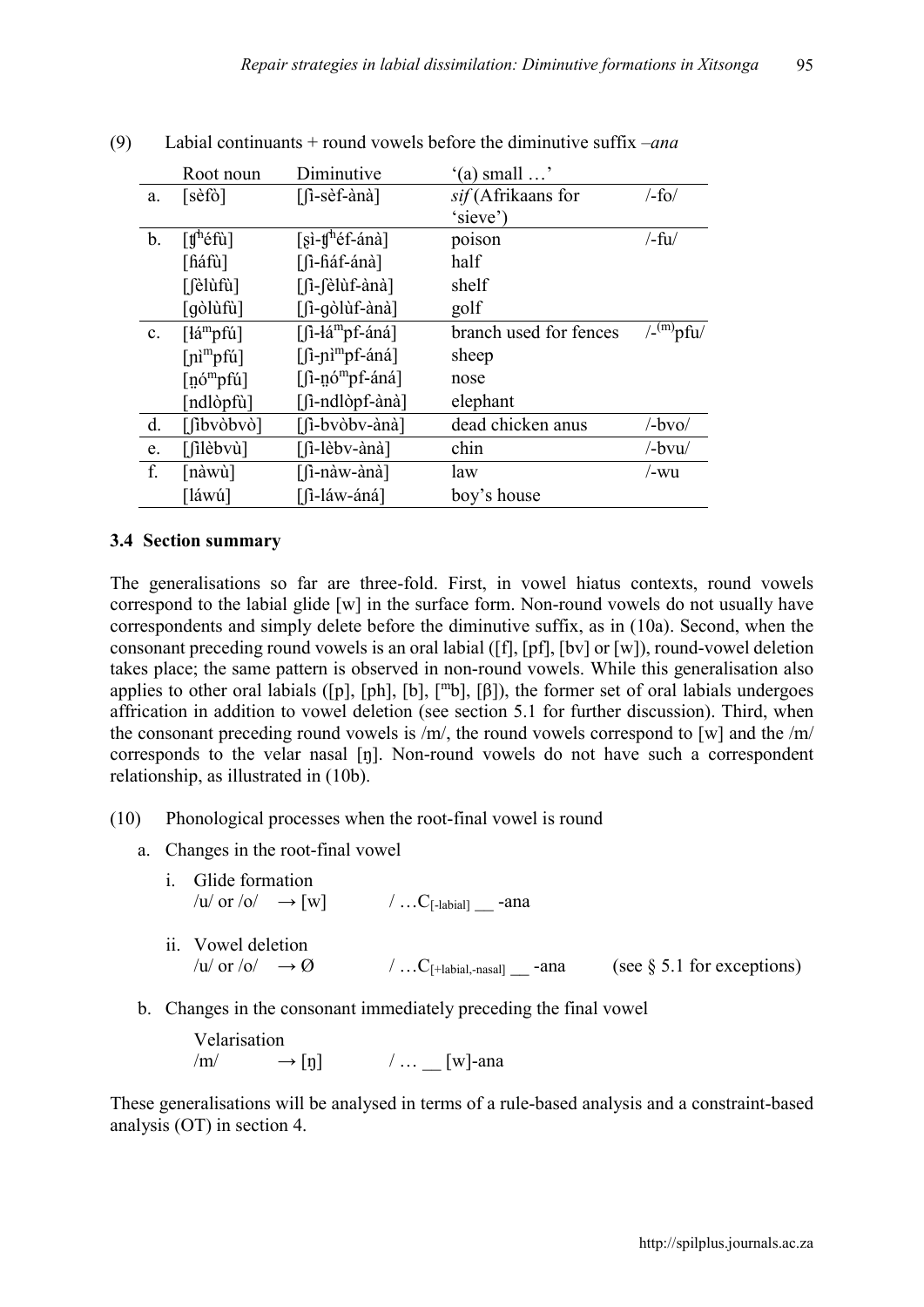(9) Labial continuants + round vowels before the diminutive suffix *–ana*

| | Root noun | Diminutive | '(a) small …' | |
|---|---|---|---|---|
| a. | [sèfò] | [ʃì-sèf-ànà] | *sif* (Afrikaans for 'sieve') | /-fo/ |
| b. | [ʧʰéfù] | [ʂ̬ì-ʧʰéf-ánà] | poison | /-fu/ |
| | [ɦáfù] | [ʃì-ɦáf-ánà] | half | |
| | [ʃèlùfù] | [ʃì-ʃèlùf-ànà] | shelf | |
| | [gòlùfù] | [ʃì-gòlùf-ànà] | golf | |
| c. | [ɬáᵐpfú] | [ʃì-ɬáᵐpf-áná] | branch used for fences | /-⁽ᵐ⁾pfu/ |
| | [ɲìᵐpfú] | [ʃì-ɲìᵐpf-áná] | sheep | |
| | [n̤óᵐpfú] | [ʃì-n̤óᵐpf-áná] | nose | |
| | [ndlòpfù] | [ʃì-ndlòpf-ànà] | elephant | |
| d. | [ʃìbvòbvò] | [ʃì-bvòbv-ànà] | dead chicken anus | /-bvo/ |
| e. | [ʃìlèbvù] | [ʃì-lèbv-ànà] | chin | /-bvu/ |
| f. | [nàwù] | [ʃì-nàw-ànà] | law | /-wu |
| | [láwú] | [ʃì-láw-áná] | boy's house | |

### 3.4 Section summary

The generalisations so far are three-fold. First, in vowel hiatus contexts, round vowels correspond to the labial glide [w] in the surface form. Non-round vowels do not usually have correspondents and simply delete before the diminutive suffix, as in (10a). Second, when the consonant preceding round vowels is an oral labial ([f], [pf], [bv] or [w]), round-vowel deletion takes place; the same pattern is observed in non-round vowels. While this generalisation also applies to other oral labials ([p], [ph], [b], [ᵐb], [β]), the former set of oral labials undergoes affrication in addition to vowel deletion (see section 5.1 for further discussion). Third, when the consonant preceding round vowels is /m/, the round vowels correspond to [w] and the /m/ corresponds to the velar nasal [ŋ]. Non-round vowels do not have such a correspondent relationship, as illustrated in (10b).

(10) Phonological processes when the root-final vowel is round

a. Changes in the root-final vowel

   i. Glide formation
      /u/ or /o/ → [w] / …$C_{[-\text{labial}]}$ __ -ana

   ii. Vowel deletion
      /u/ or /o/ → Ø / …$C_{[+\text{labial},-\text{nasal}]}$ __ -ana (see § 5.1 for exceptions)

b. Changes in the consonant immediately preceding the final vowel

   Velarisation
   /m/ → [ŋ] / … __ [w]-ana

These generalisations will be analysed in terms of a rule-based analysis and a constraint-based analysis (OT) in section 4.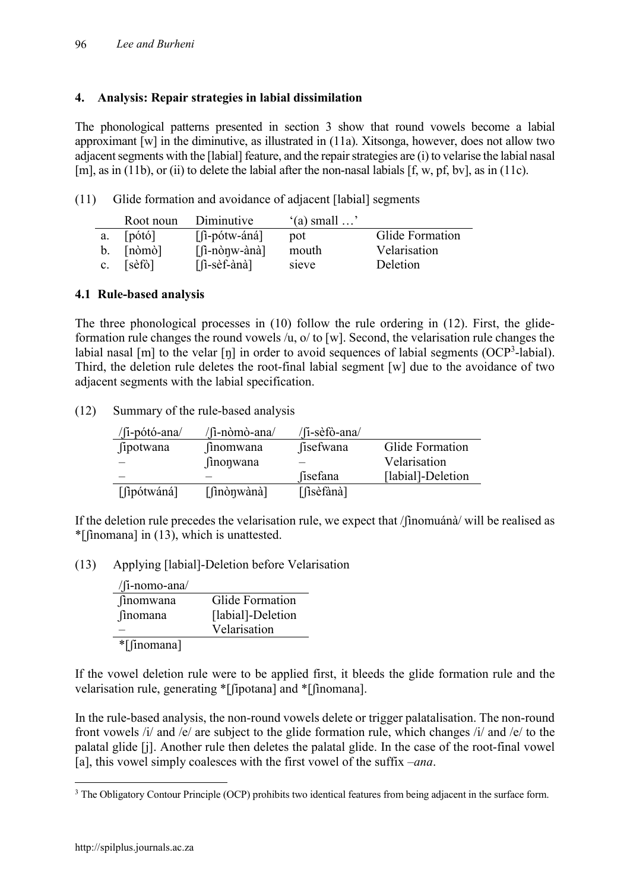## 4. Analysis: Repair strategies in labial dissimilation

The phonological patterns presented in section 3 show that round vowels become a labial approximant [w] in the diminutive, as illustrated in (11a). Xitsonga, however, does not allow two adjacent segments with the [labial] feature, and the repair strategies are (i) to velarise the labial nasal [m], as in (11b), or (ii) to delete the labial after the non-nasal labials [f, w, pf, bv], as in (11c).

(11) Glide formation and avoidance of adjacent [labial] segments

| | Root noun | Diminutive | '(a) small …' | |
|---|---|---|---|---|
| a. | [pótó] | [ʃì-pótw-áná] | pot | Glide Formation |
| b. | [nòmò] | [ʃì-nòŋw-ànà] | mouth | Velarisation |
| c. | [sèfò] | [ʃì-sèf-ànà] | sieve | Deletion |

### 4.1 Rule-based analysis

The three phonological processes in (10) follow the rule ordering in (12). First, the glide-formation rule changes the round vowels /u, o/ to [w]. Second, the velarisation rule changes the labial nasal [m] to the velar [ŋ] in order to avoid sequences of labial segments (OCP[3]-labial). Third, the deletion rule deletes the root-final labial segment [w] due to the avoidance of two adjacent segments with the labial specification.

(12) Summary of the rule-based analysis

| /ʃi-pótó-ana/ | /ʃi-nòmò-ana/ | /ʃi-sèfò-ana/ | |
|---|---|---|---|
| ʃipotwana | ʃinomwana | ʃisefwana | Glide Formation |
| – | ʃinoŋwana | – | Velarisation |
| – | – | ʃisefana | [labial]-Deletion |
| [ʃipótwáná] | [ʃinòŋwànà] | [ʃisèfànà] | |

If the deletion rule precedes the velarisation rule, we expect that /ʃinomuánà/ will be realised as *[ʃinomana] in (13), which is unattested.

(13) Applying [labial]-Deletion before Velarisation

| /ʃi-nomo-ana/ | |
|---|---|
| ʃinomwana | Glide Formation |
| ʃinomana | [labial]-Deletion |
| – | Velarisation |
| *[ʃinomana] | |

If the vowel deletion rule were to be applied first, it bleeds the glide formation rule and the velarisation rule, generating *[ʃipotana] and *[ʃinomana].

In the rule-based analysis, the non-round vowels delete or trigger palatalisation. The non-round front vowels /i/ and /e/ are subject to the glide formation rule, which changes /i/ and /e/ to the palatal glide [j]. Another rule then deletes the palatal glide. In the case of the root-final vowel [a], this vowel simply coalesces with the first vowel of the suffix *–ana*.

[3] The Obligatory Contour Principle (OCP) prohibits two identical features from being adjacent in the surface form.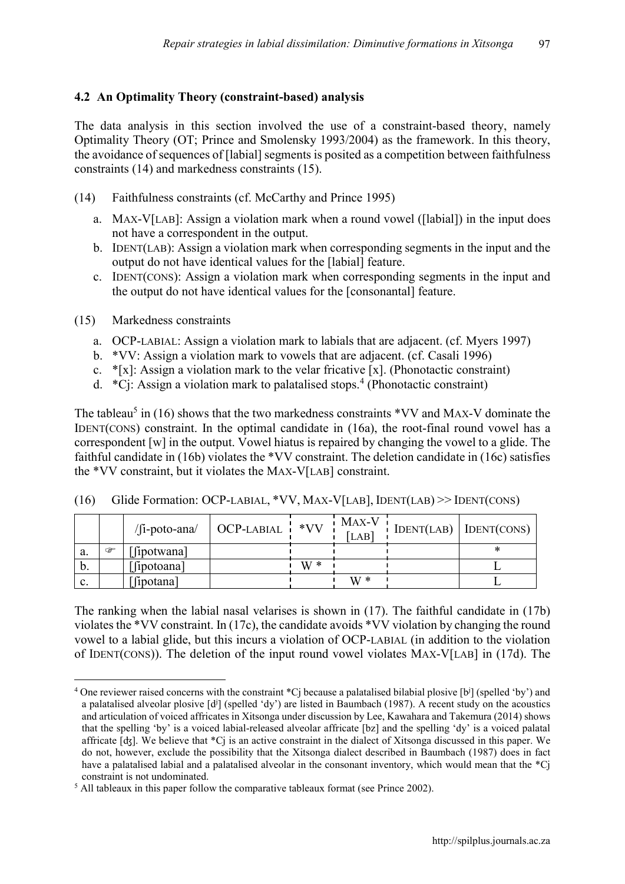### 4.2 An Optimality Theory (constraint-based) analysis

The data analysis in this section involved the use of a constraint-based theory, namely Optimality Theory (OT; Prince and Smolensky 1993/2004) as the framework. In this theory, the avoidance of sequences of [labial] segments is posited as a competition between faithfulness constraints (14) and markedness constraints (15).

(14) Faithfulness constraints (cf. McCarthy and Prince 1995)

a. MAX-V[LAB]: Assign a violation mark when a round vowel ([labial]) in the input does not have a correspondent in the output.
b. IDENT(LAB): Assign a violation mark when corresponding segments in the input and the output do not have identical values for the [labial] feature.
c. IDENT(CONS): Assign a violation mark when corresponding segments in the input and the output do not have identical values for the [consonantal] feature.

(15) Markedness constraints

a. OCP-LABIAL: Assign a violation mark to labials that are adjacent. (cf. Myers 1997)
b. *VV: Assign a violation mark to vowels that are adjacent. (cf. Casali 1996)
c. *[x]: Assign a violation mark to the velar fricative [x]. (Phonotactic constraint)
d. *Cj: Assign a violation mark to palatalised stops.[4] (Phonotactic constraint)

The tableau[5] in (16) shows that the two markedness constraints *VV and MAX-V dominate the IDENT(CONS) constraint. In the optimal candidate in (16a), the root-final round vowel has a correspondent [w] in the output. Vowel hiatus is repaired by changing the vowel to a glide. The faithful candidate in (16b) violates the *VV constraint. The deletion candidate in (16c) satisfies the *VV constraint, but it violates the MAX-V[LAB] constraint.

(16) Glide Formation: OCP-LABIAL, *VV, MAX-V[LAB], IDENT(LAB) >> IDENT(CONS)

| | | /ʃi-poto-ana/ | OCP-LABIAL | *VV | MAX-V [LAB] | IDENT(LAB) | IDENT(CONS) |
|---|---|---|---|---|---|---|---|
| a. | ☞ | [ʃipotwana] | | | | | * |
| b. | | [ʃipotoana] | | W * | | | L |
| c. | | [ʃipotana] | | | W * | | L |

The ranking when the labial nasal velarises is shown in (17). The faithful candidate in (17b) violates the *VV constraint. In (17c), the candidate avoids *VV violation by changing the round vowel to a labial glide, but this incurs a violation of OCP-LABIAL (in addition to the violation of IDENT(CONS)). The deletion of the input round vowel violates MAX-V[LAB] in (17d). The

[4] One reviewer raised concerns with the constraint *Cj because a palatalised bilabial plosive [bʲ] (spelled 'by') and a palatalised alveolar plosive [dʲ] (spelled 'dy') are listed in Baumbach (1987). A recent study on the acoustics and articulation of voiced affricates in Xitsonga under discussion by Lee, Kawahara and Takemura (2014) shows that the spelling 'by' is a voiced labial-released alveolar affricate [bz] and the spelling 'dy' is a voiced palatal affricate [ʤ]. We believe that *Cj is an active constraint in the dialect of Xitsonga discussed in this paper. We do not, however, exclude the possibility that the Xitsonga dialect described in Baumbach (1987) does in fact have a palatalised labial and a palatalised alveolar in the consonant inventory, which would mean that the *Cj constraint is not undominated.

[5] All tableaux in this paper follow the comparative tableaux format (see Prince 2002).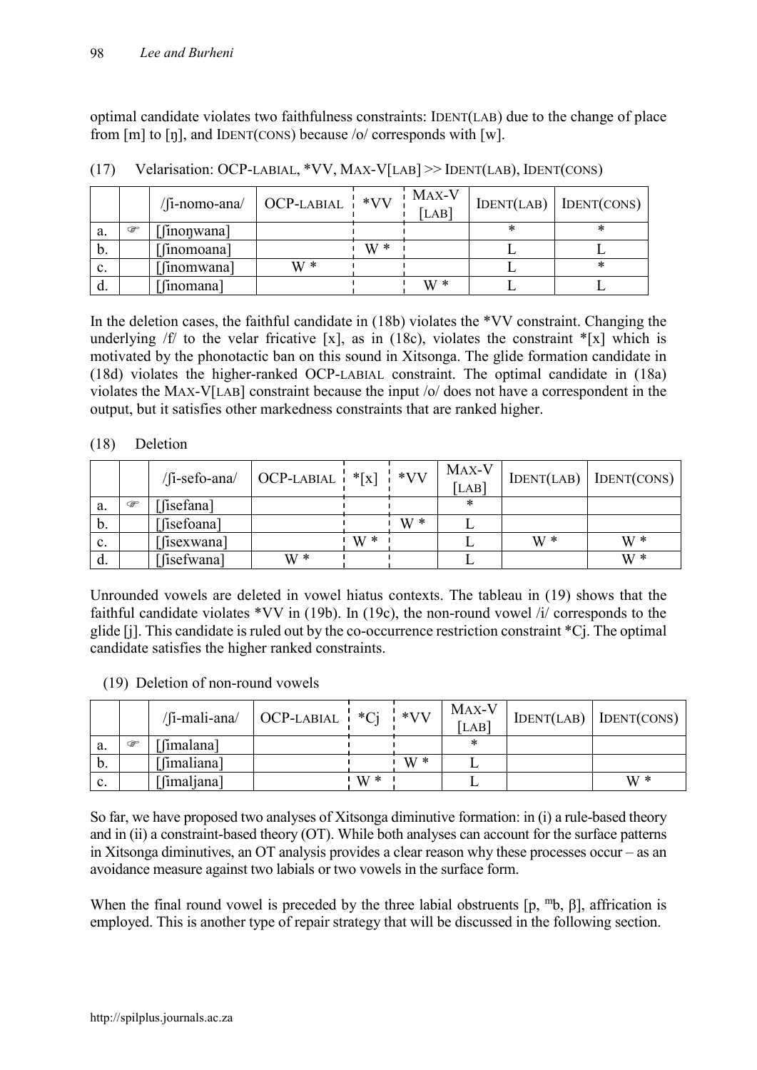optimal candidate violates two faithfulness constraints: IDENT(LAB) due to the change of place from [m] to [ŋ], and IDENT(CONS) because /o/ corresponds with [w].

(17) Velarisation: OCP-LABIAL, *VV, MAX-V[LAB] >> IDENT(LAB), IDENT(CONS)

| | | /ʃi-nomo-ana/ | OCP-LABIAL | *VV | MAX-V [LAB] | IDENT(LAB) | IDENT(CONS) |
|---|---|---|---|---|---|---|---|
| a. | ☞ | [ʃinoŋwana] | | | | * | * |
| b. | | [ʃinomoana] | | W * | | L | L |
| c. | | [ʃinomwana] | W * | | | L | * |
| d. | | [ʃinomana] | | | W * | L | L |

In the deletion cases, the faithful candidate in (18b) violates the *VV constraint. Changing the underlying /f/ to the velar fricative [x], as in (18c), violates the constraint *[x] which is motivated by the phonotactic ban on this sound in Xitsonga. The glide formation candidate in (18d) violates the higher-ranked OCP-LABIAL constraint. The optimal candidate in (18a) violates the MAX-V[LAB] constraint because the input /o/ does not have a correspondent in the output, but it satisfies other markedness constraints that are ranked higher.

(18) Deletion

| | | /ʃi-sefo-ana/ | OCP-LABIAL | *[x] | *VV | MAX-V [LAB] | IDENT(LAB) | IDENT(CONS) |
|---|---|---|---|---|---|---|---|---|
| a. | ☞ | [ʃisefana] | | | | * | | |
| b. | | [ʃisefoana] | | | W * | L | | |
| c. | | [ʃisexwana] | | W * | | L | W * | W * |
| d. | | [ʃisefwana] | W * | | | L | | W * |

Unrounded vowels are deleted in vowel hiatus contexts. The tableau in (19) shows that the faithful candidate violates *VV in (19b). In (19c), the non-round vowel /i/ corresponds to the glide [j]. This candidate is ruled out by the co-occurrence restriction constraint *Cj. The optimal candidate satisfies the higher ranked constraints.

(19) Deletion of non-round vowels

| | | /ʃi-mali-ana/ | OCP-LABIAL | *Cj | *VV | MAX-V [LAB] | IDENT(LAB) | IDENT(CONS) |
|---|---|---|---|---|---|---|---|---|
| a. | ☞ | [ʃimalana] | | | | * | | |
| b. | | [ʃimaliana] | | | W * | L | | |
| c. | | [ʃimaljana] | | W * | | L | | W * |

So far, we have proposed two analyses of Xitsonga diminutive formation: in (i) a rule-based theory and in (ii) a constraint-based theory (OT). While both analyses can account for the surface patterns in Xitsonga diminutives, an OT analysis provides a clear reason why these processes occur – as an avoidance measure against two labials or two vowels in the surface form.

When the final round vowel is preceded by the three labial obstruents [p, ᵐb, β], affrication is employed. This is another type of repair strategy that will be discussed in the following section.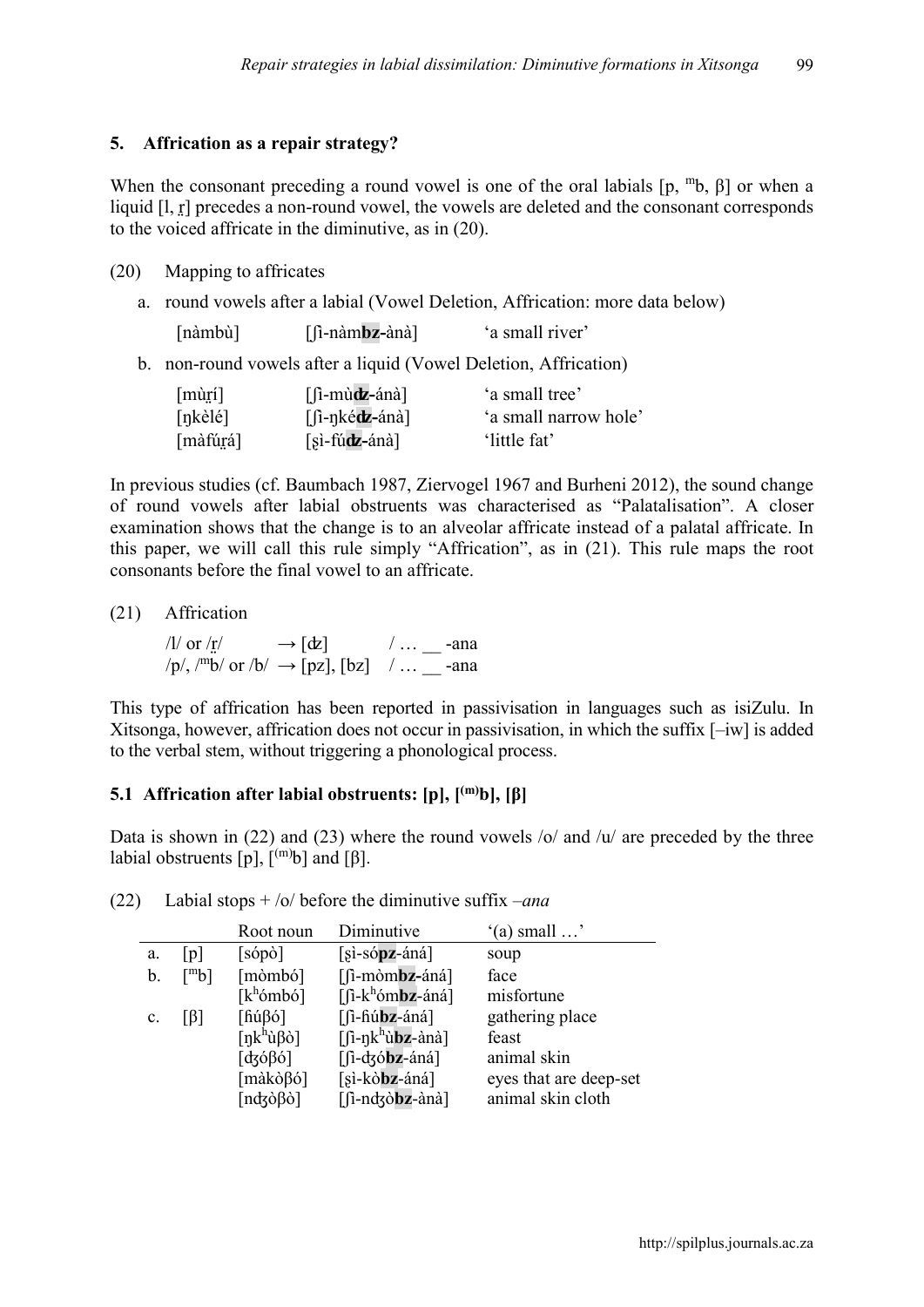## 5. Affrication as a repair strategy?

When the consonant preceding a round vowel is one of the oral labials [p, ᵐb, β] or when a liquid [l, ɽ] precedes a non-round vowel, the vowels are deleted and the consonant corresponds to the voiced affricate in the diminutive, as in (20).

(20) Mapping to affricates

a. round vowels after a labial (Vowel Deletion, Affrication: more data below)

| | | |
|---|---|---|
| [nàmbù] | [ʃì-nàm**bz**-ànà] | 'a small river' |

b. non-round vowels after a liquid (Vowel Deletion, Affrication)

| | | |
|---|---|---|
| [mùɽí] | [ʃì-mù**ʣ**-ánà] | 'a small tree' |
| [ŋkèlé] | [ʃì-ŋké**ʣ**-ánà] | 'a small narrow hole' |
| [màfúɽá] | [ʂì-fú**ʣ**-ánà] | 'little fat' |

In previous studies (cf. Baumbach 1987, Ziervogel 1967 and Burheni 2012), the sound change of round vowels after labial obstruents was characterised as "Palatalisation". A closer examination shows that the change is to an alveolar affricate instead of a palatal affricate. In this paper, we will call this rule simply "Affrication", as in (21). This rule maps the root consonants before the final vowel to an affricate.

(21) Affrication

/l/ or /ɽ/ → [ʣ] / … __ -ana
/p/, /ᵐb/ or /b/ → [pz], [bz] / … __ -ana

This type of affrication has been reported in passivisation in languages such as isiZulu. In Xitsonga, however, affrication does not occur in passivisation, in which the suffix [–iw] is added to the verbal stem, without triggering a phonological process.

### 5.1 Affrication after labial obstruents: [p], [⁽ᵐ⁾b], [β]

Data is shown in (22) and (23) where the round vowels /o/ and /u/ are preceded by the three labial obstruents [p], [⁽ᵐ⁾b] and [β].

(22) Labial stops + /o/ before the diminutive suffix *–ana*

| | | Root noun | Diminutive | '(a) small …' |
|---|---|---|---|---|
| a. | [p] | [sópò] | [ʂì-só**pz**-áná] | soup |
| b. | [ᵐb] | [mòmbó] | [ʃì-mòm**bz**-áná] | face |
| | | [kʰómbó] | [ʃì-kʰóm**bz**-áná] | misfortune |
| c. | [β] | [ɦúβó] | [ʃì-ɦú**bz**-áná] | gathering place |
| | | [ŋkʰùβò] | [ʃì-ŋkʰù**bz**-ànà] | feast |
| | | [ʤóβó] | [ʃì-ʤó**bz**-áná] | animal skin |
| | | [màkòβó] | [ʂì-kò**bz**-áná] | eyes that are deep-set |
| | | [nʤòβò] | [ʃì-nʤò**bz**-ànà] | animal skin cloth |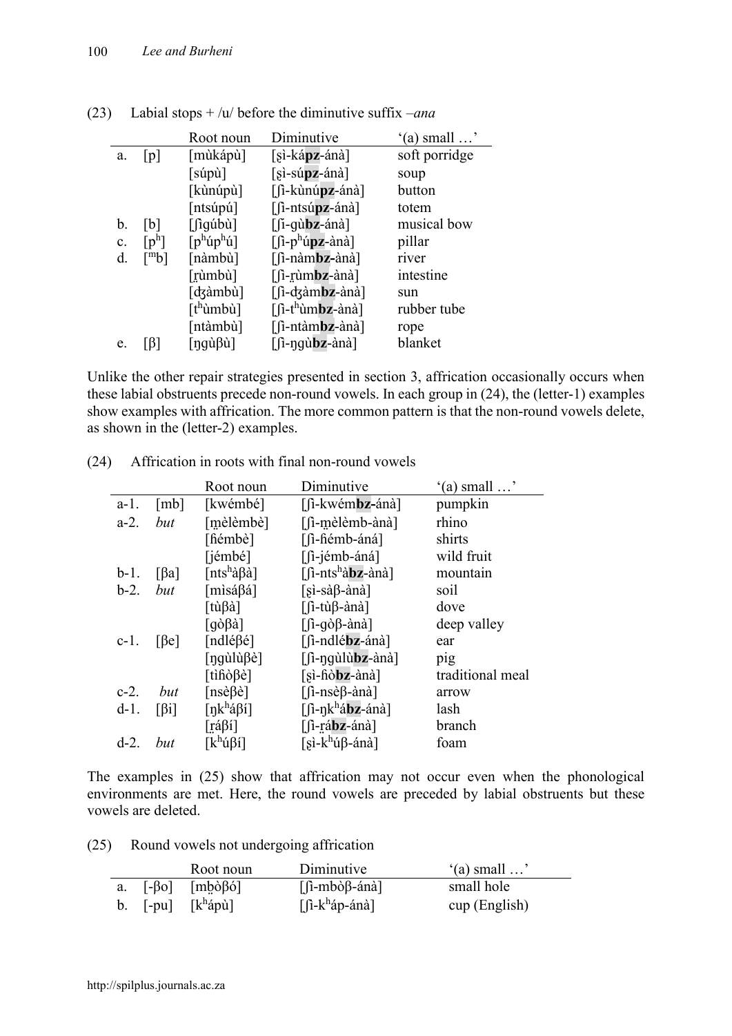(23) Labial stops + /u/ before the diminutive suffix *–ana*

| | | Root noun | Diminutive | '(a) small …' |
|---|---|---|---|---|
| a. | [p] | [mùkápù] | [ʂì-ká**pz**-ánà] | soft porridge |
| | | [súpù] | [ʂì-sú**pz**-ánà] | soup |
| | | [kùnúpù] | [ʃì-kùnú**pz**-ánà] | button |
| | | [ntsúpú] | [ʃì-ntsú**pz**-ánà] | totem |
| b. | [b] | [ʃìɡúbù] | [ʃì-ɡù**bz**-ánà] | musical bow |
| c. | [pʰ] | [pʰúpʰú] | [ʃì-pʰú**pz**-ànà] | pillar |
| d. | [ᵐb] | [nàmbù] | [ʃì-nàm**bz**-ánà] | river |
| | | [r̪ùmbù] | [ʃì-r̪ùm**bz**-ànà] | intestine |
| | | [ʤàmbù] | [ʃì-ʤàm**bz**-ánà] | sun |
| | | [tʰùmbù] | [ʃì-tʰùm**bz**-ánà] | rubber tube |
| | | [ntàmbù] | [ʃì-ntàm**bz**-ánà] | rope |
| e. | [β] | [ŋɡùβù] | [ʃì-ŋɡù**bz**-ànà] | blanket |

Unlike the other repair strategies presented in section 3, affrication occasionally occurs when these labial obstruents precede non-round vowels. In each group in (24), the (letter-1) examples show examples with affrication. The more common pattern is that the non-round vowels delete, as shown in the (letter-2) examples.

(24) Affrication in roots with final non-round vowels

| | | Root noun | Diminutive | '(a) small …' |
|---|---|---|---|---|
| a-1. | [mb] | [kwémbé] | [ʃì-kwém**bz**-ánà] | pumpkin |
| a-2. | *but* | [m̪èlèmbè] | [ʃì-m̪èlèmb-ànà] | rhino |
| | | [ɦémbè] | [ʃì-ɦémb-áná] | shirts |
| | | [jémbé] | [ʃì-jémb-áná] | wild fruit |
| b-1. | [βa] | [ntsʰàβà] | [ʃì-ntsʰà**bz**-ànà] | mountain |
| b-2. | *but* | [mìsáβá] | [ʂì-sàβ-ànà] | soil |
| | | [tùβà] | [ʃì-tùβ-ànà] | dove |
| | | [ɡòβà] | [ʃì-ɡòβ-ànà] | deep valley |
| c-1. | [βe] | [ndléβé] | [ʃì-ndlé**bz**-ánà] | ear |
| | | [ŋɡùlùβè] | [ʃì-ŋɡùlù**bz**-ànà] | pig |
| | | [tìɦòβè] | [ʂì-ɦò**bz**-ànà] | traditional meal |
| c-2. | *but* | [nsèβè] | [ʃì-nsèβ-ànà] | arrow |
| d-1. | [βi] | [ŋkʰáβí] | [ʃì-ŋkʰá**bz**-ánà] | lash |
| | | [r̪áβí] | [ʃì-r̪á**bz**-ánà] | branch |
| d-2. | *but* | [kʰúβí] | [ʂì-kʰúβ-ànà] | foam |

The examples in (25) show that affrication may not occur even when the phonological environments are met. Here, the round vowels are preceded by labial obstruents but these vowels are deleted.

(25) Round vowels not undergoing affrication

| | | Root noun | Diminutive | '(a) small …' |
|---|---|---|---|---|
| a. | [-βo] | [m̥bòβó] | [ʃì-mbòβ-ánà] | small hole |
| b. | [-pu] | [kʰápù] | [ʃì-kʰáp-ánà] | cup (English) |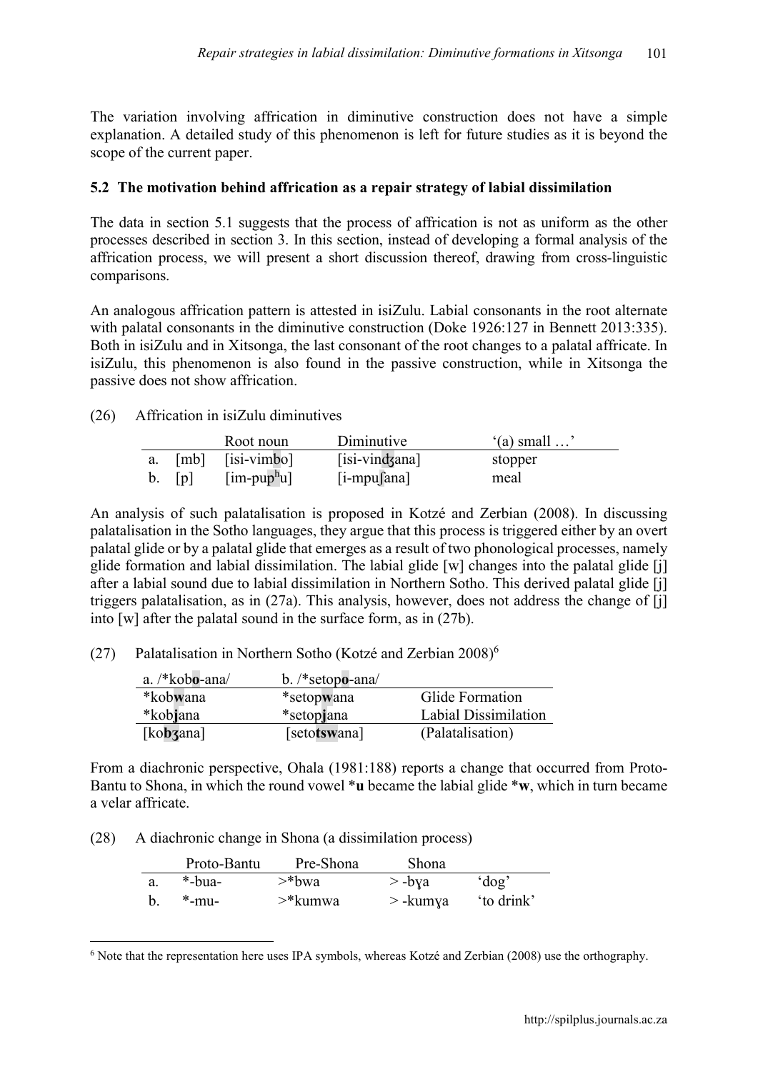The variation involving affrication in diminutive construction does not have a simple explanation. A detailed study of this phenomenon is left for future studies as it is beyond the scope of the current paper.

### 5.2 The motivation behind affrication as a repair strategy of labial dissimilation

The data in section 5.1 suggests that the process of affrication is not as uniform as the other processes described in section 3. In this section, instead of developing a formal analysis of the affrication process, we will present a short discussion thereof, drawing from cross-linguistic comparisons.

An analogous affrication pattern is attested in isiZulu. Labial consonants in the root alternate with palatal consonants in the diminutive construction (Doke 1926:127 in Bennett 2013:335). Both in isiZulu and in Xitsonga, the last consonant of the root changes to a palatal affricate. In isiZulu, this phenomenon is also found in the passive construction, while in Xitsonga the passive does not show affrication.

(26) Affrication in isiZulu diminutives

| | | Root noun | Diminutive | '(a) small …' |
|---|---|---|---|---|
| a. | [mb] | [isi-vimbo] | [isi-vindʒana] | stopper |
| b. | [p] | [im-pupʰu] | [i-mpuʃana] | meal |

An analysis of such palatalisation is proposed in Kotzé and Zerbian (2008). In discussing palatalisation in the Sotho languages, they argue that this process is triggered either by an overt palatal glide or by a palatal glide that emerges as a result of two phonological processes, namely glide formation and labial dissimilation. The labial glide [w] changes into the palatal glide [j] after a labial sound due to labial dissimilation in Northern Sotho. This derived palatal glide [j] triggers palatalisation, as in (27a). This analysis, however, does not address the change of [j] into [w] after the palatal sound in the surface form, as in (27b).

(27) Palatalisation in Northern Sotho (Kotzé and Zerbian 2008)[6]

| a. /*kob**o**-ana/ | b. /*setop**o**-ana/ | |
|---|---|---|
| *kob**w**ana | *setop**w**ana | Glide Formation |
| *kob**j**ana | *setop**j**ana | Labial Dissimilation |
| [ko**bʒ**ana] | [seto**tsw**ana] | (Palatalisation) |

From a diachronic perspective, Ohala (1981:188) reports a change that occurred from Proto-Bantu to Shona, in which the round vowel ***u** became the labial glide ***w**, which in turn became a velar affricate.

(28) A diachronic change in Shona (a dissimilation process)

| | Proto-Bantu | Pre-Shona | Shona | |
|---|---|---|---|---|
| a. | *-bua- | >*bwa | > -bɣa | 'dog' |
| b. | *-mu- | >*kumwa | > -kumɣa | 'to drink' |

[6] Note that the representation here uses IPA symbols, whereas Kotzé and Zerbian (2008) use the orthography.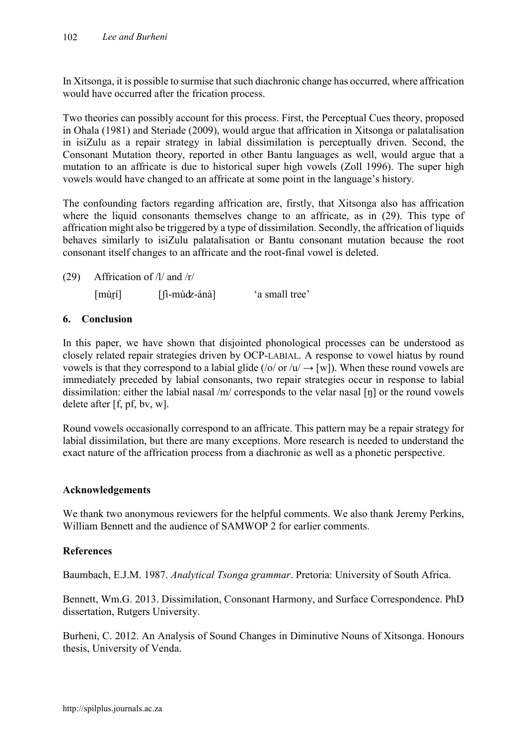In Xitsonga, it is possible to surmise that such diachronic change has occurred, where affrication would have occurred after the frication process.

Two theories can possibly account for this process. First, the Perceptual Cues theory, proposed in Ohala (1981) and Steriade (2009), would argue that affrication in Xitsonga or palatalisation in isiZulu as a repair strategy in labial dissimilation is perceptually driven. Second, the Consonant Mutation theory, reported in other Bantu languages as well, would argue that a mutation to an affricate is due to historical super high vowels (Zoll 1996). The super high vowels would have changed to an affricate at some point in the language's history.

The confounding factors regarding affrication are, firstly, that Xitsonga also has affrication where the liquid consonants themselves change to an affricate, as in (29). This type of affrication might also be triggered by a type of dissimilation. Secondly, the affrication of liquids behaves similarly to isiZulu palatalisation or Bantu consonant mutation because the root consonant itself changes to an affricate and the root-final vowel is deleted.

(29) Affrication of /l/ and /r/

[mṳ̀ɾí] [ʃì-mùʤ-ánà] 'a small tree'

## 6. Conclusion

In this paper, we have shown that disjointed phonological processes can be understood as closely related repair strategies driven by OCP-LABIAL. A response to vowel hiatus by round vowels is that they correspond to a labial glide (/o/ or /u/ → [w]). When these round vowels are immediately preceded by labial consonants, two repair strategies occur in response to labial dissimilation: either the labial nasal /m/ corresponds to the velar nasal [ŋ] or the round vowels delete after [f, pf, bv, w].

Round vowels occasionally correspond to an affricate. This pattern may be a repair strategy for labial dissimilation, but there are many exceptions. More research is needed to understand the exact nature of the affrication process from a diachronic as well as a phonetic perspective.

### Acknowledgements

We thank two anonymous reviewers for the helpful comments. We also thank Jeremy Perkins, William Bennett and the audience of SAMWOP 2 for earlier comments.

### References

Baumbach, E.J.M. 1987. *Analytical Tsonga grammar*. Pretoria: University of South Africa.

Bennett, Wm.G. 2013. Dissimilation, Consonant Harmony, and Surface Correspondence. PhD dissertation, Rutgers University.

Burheni, C. 2012. An Analysis of Sound Changes in Diminutive Nouns of Xitsonga. Honours thesis, University of Venda.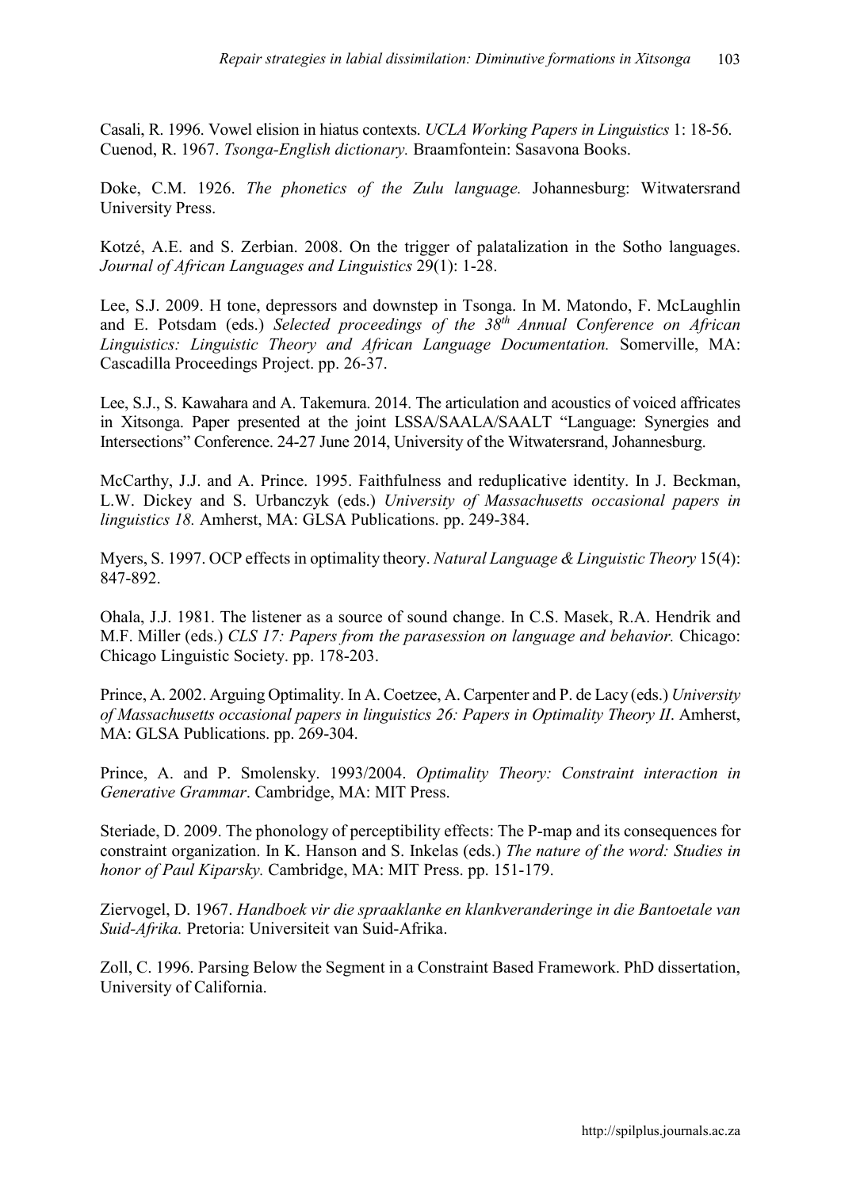Casali, R. 1996. Vowel elision in hiatus contexts. *UCLA Working Papers in Linguistics* 1: 18-56.
Cuenod, R. 1967. *Tsonga-English dictionary.* Braamfontein: Sasavona Books.

Doke, C.M. 1926. *The phonetics of the Zulu language.* Johannesburg: Witwatersrand University Press.

Kotzé, A.E. and S. Zerbian. 2008. On the trigger of palatalization in the Sotho languages. *Journal of African Languages and Linguistics* 29(1): 1-28.

Lee, S.J. 2009. H tone, depressors and downstep in Tsonga. In M. Matondo, F. McLaughlin and E. Potsdam (eds.) *Selected proceedings of the 38th Annual Conference on African Linguistics: Linguistic Theory and African Language Documentation.* Somerville, MA: Cascadilla Proceedings Project. pp. 26-37.

Lee, S.J., S. Kawahara and A. Takemura. 2014. The articulation and acoustics of voiced affricates in Xitsonga. Paper presented at the joint LSSA/SAALA/SAALT "Language: Synergies and Intersections" Conference. 24-27 June 2014, University of the Witwatersrand, Johannesburg.

McCarthy, J.J. and A. Prince. 1995. Faithfulness and reduplicative identity. In J. Beckman, L.W. Dickey and S. Urbanczyk (eds.) *University of Massachusetts occasional papers in linguistics 18.* Amherst, MA: GLSA Publications. pp. 249-384.

Myers, S. 1997. OCP effects in optimality theory. *Natural Language & Linguistic Theory* 15(4): 847-892.

Ohala, J.J. 1981. The listener as a source of sound change. In C.S. Masek, R.A. Hendrik and M.F. Miller (eds.) *CLS 17: Papers from the parasession on language and behavior.* Chicago: Chicago Linguistic Society. pp. 178-203.

Prince, A. 2002. Arguing Optimality. In A. Coetzee, A. Carpenter and P. de Lacy (eds.) *University of Massachusetts occasional papers in linguistics 26: Papers in Optimality Theory II*. Amherst, MA: GLSA Publications. pp. 269-304.

Prince, A. and P. Smolensky. 1993/2004. *Optimality Theory: Constraint interaction in Generative Grammar*. Cambridge, MA: MIT Press.

Steriade, D. 2009. The phonology of perceptibility effects: The P-map and its consequences for constraint organization. In K. Hanson and S. Inkelas (eds.) *The nature of the word: Studies in honor of Paul Kiparsky.* Cambridge, MA: MIT Press. pp. 151-179.

Ziervogel, D. 1967. *Handboek vir die spraaklanke en klankveranderinge in die Bantoetale van Suid-Afrika.* Pretoria: Universiteit van Suid-Afrika.

Zoll, C. 1996. Parsing Below the Segment in a Constraint Based Framework. PhD dissertation, University of California.